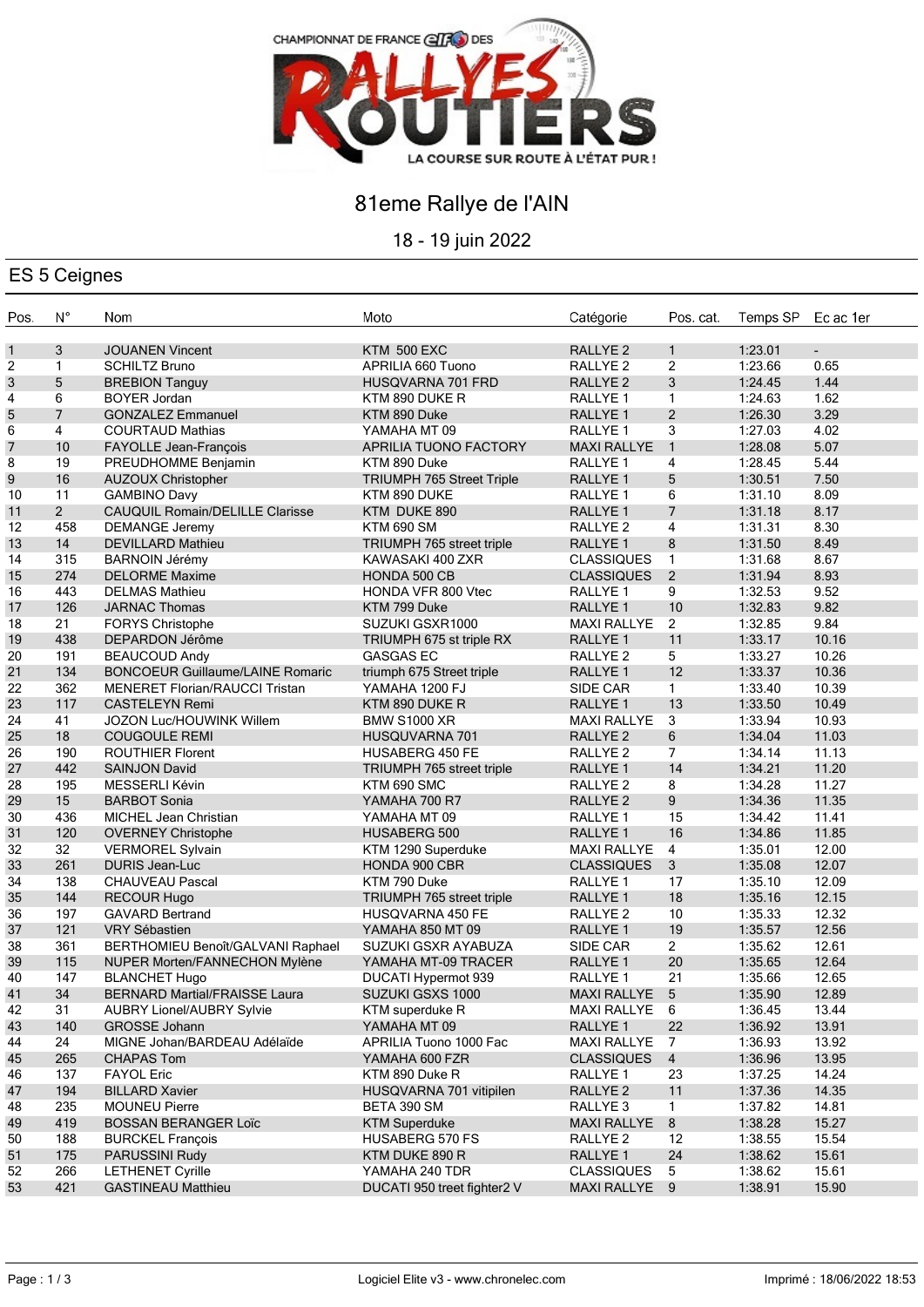CHAMPIONNAT DE FRANCE elf DES RALLYES ROUTIERS

LA COURSE SUR ROUTE À L'ÉTAT PUR !

# 81eme Rallye de l'AIN

18 - 19 juin 2022

## ES 5 Ceignes

| Pos. | N° | Nom | Moto | Catégorie | Pos. cat. | Temps SP | Ec ac 1er |
|---|---|---|---|---|---|---|---|
| 1 | 3 | JOUANEN Vincent | KTM 500 EXC | RALLYE 2 | 1 | 1:23.01 | - |
| 2 | 1 | SCHILTZ Bruno | APRILIA 660 Tuono | RALLYE 2 | 2 | 1:23.66 | 0.65 |
| 3 | 5 | BREBION Tanguy | HUSQVARNA 701 FRD | RALLYE 2 | 3 | 1:24.45 | 1.44 |
| 4 | 6 | BOYER Jordan | KTM 890 DUKE R | RALLYE 1 | 1 | 1:24.63 | 1.62 |
| 5 | 7 | GONZALEZ Emmanuel | KTM 890 Duke | RALLYE 1 | 2 | 1:26.30 | 3.29 |
| 6 | 4 | COURTAUD Mathias | YAMAHA MT 09 | RALLYE 1 | 3 | 1:27.03 | 4.02 |
| 7 | 10 | FAYOLLE Jean-François | APRILIA TUONO FACTORY | MAXI RALLYE | 1 | 1:28.08 | 5.07 |
| 8 | 19 | PREUDHOMME Benjamin | KTM 890 Duke | RALLYE 1 | 4 | 1:28.45 | 5.44 |
| 9 | 16 | AUZOUX Christopher | TRIUMPH 765 Street Triple | RALLYE 1 | 5 | 1:30.51 | 7.50 |
| 10 | 11 | GAMBINO Davy | KTM 890 DUKE | RALLYE 1 | 6 | 1:31.10 | 8.09 |
| 11 | 2 | CAUQUIL Romain/DELILLE Clarisse | KTM DUKE 890 | RALLYE 1 | 7 | 1:31.18 | 8.17 |
| 12 | 458 | DEMANGE Jeremy | KTM 690 SM | RALLYE 2 | 4 | 1:31.31 | 8.30 |
| 13 | 14 | DEVILLARD Mathieu | TRIUMPH 765 street triple | RALLYE 1 | 8 | 1:31.50 | 8.49 |
| 14 | 315 | BARNOIN Jérémy | KAWASAKI 400 ZXR | CLASSIQUES | 1 | 1:31.68 | 8.67 |
| 15 | 274 | DELORME Maxime | HONDA 500 CB | CLASSIQUES | 2 | 1:31.94 | 8.93 |
| 16 | 443 | DELMAS Mathieu | HONDA VFR 800 Vtec | RALLYE 1 | 9 | 1:32.53 | 9.52 |
| 17 | 126 | JARNAC Thomas | KTM 799 Duke | RALLYE 1 | 10 | 1:32.83 | 9.82 |
| 18 | 21 | FORYS Christophe | SUZUKI GSXR1000 | MAXI RALLYE | 2 | 1:32.85 | 9.84 |
| 19 | 438 | DEPARDON Jérôme | TRIUMPH 675 st triple RX | RALLYE 1 | 11 | 1:33.17 | 10.16 |
| 20 | 191 | BEAUCOUD Andy | GASGAS EC | RALLYE 2 | 5 | 1:33.27 | 10.26 |
| 21 | 134 | BONCOEUR Guillaume/LAINE Romaric | triumph 675 Street triple | RALLYE 1 | 12 | 1:33.37 | 10.36 |
| 22 | 362 | MENERET Florian/RAUCCI Tristan | YAMAHA 1200 FJ | SIDE CAR | 1 | 1:33.40 | 10.39 |
| 23 | 117 | CASTELEYN Remi | KTM 890 DUKE R | RALLYE 1 | 13 | 1:33.50 | 10.49 |
| 24 | 41 | JOZON Luc/HOUWINK Willem | BMW S1000 XR | MAXI RALLYE | 3 | 1:33.94 | 10.93 |
| 25 | 18 | COUGOULE REMI | HUSQUVARNA 701 | RALLYE 2 | 6 | 1:34.04 | 11.03 |
| 26 | 190 | ROUTHIER Florent | HUSABERG 450 FE | RALLYE 2 | 7 | 1:34.14 | 11.13 |
| 27 | 442 | SAINJON David | TRIUMPH 765 street triple | RALLYE 1 | 14 | 1:34.21 | 11.20 |
| 28 | 195 | MESSERLI Kévin | KTM 690 SMC | RALLYE 2 | 8 | 1:34.28 | 11.27 |
| 29 | 15 | BARBOT Sonia | YAMAHA 700 R7 | RALLYE 2 | 9 | 1:34.36 | 11.35 |
| 30 | 436 | MICHEL Jean Christian | YAMAHA MT 09 | RALLYE 1 | 15 | 1:34.42 | 11.41 |
| 31 | 120 | OVERNEY Christophe | HUSABERG 500 | RALLYE 1 | 16 | 1:34.86 | 11.85 |
| 32 | 32 | VERMOREL Sylvain | KTM 1290 Superduke | MAXI RALLYE | 4 | 1:35.01 | 12.00 |
| 33 | 261 | DURIS Jean-Luc | HONDA 900 CBR | CLASSIQUES | 3 | 1:35.08 | 12.07 |
| 34 | 138 | CHAUVEAU Pascal | KTM 790 Duke | RALLYE 1 | 17 | 1:35.10 | 12.09 |
| 35 | 144 | RECOUR Hugo | TRIUMPH 765 street triple | RALLYE 1 | 18 | 1:35.16 | 12.15 |
| 36 | 197 | GAVARD Bertrand | HUSQVARNA 450 FE | RALLYE 2 | 10 | 1:35.33 | 12.32 |
| 37 | 121 | VRY Sébastien | YAMAHA 850 MT 09 | RALLYE 1 | 19 | 1:35.57 | 12.56 |
| 38 | 361 | BERTHOMIEU Benoît/GALVANI Raphael | SUZUKI GSXR AYABUZA | SIDE CAR | 2 | 1:35.62 | 12.61 |
| 39 | 115 | NUPER Morten/FANNECHON Mylène | YAMAHA MT-09 TRACER | RALLYE 1 | 20 | 1:35.65 | 12.64 |
| 40 | 147 | BLANCHET Hugo | DUCATI Hypermot 939 | RALLYE 1 | 21 | 1:35.66 | 12.65 |
| 41 | 34 | BERNARD Martial/FRAISSE Laura | SUZUKI GSXS 1000 | MAXI RALLYE | 5 | 1:35.90 | 12.89 |
| 42 | 31 | AUBRY Lionel/AUBRY Sylvie | KTM superduke R | MAXI RALLYE | 6 | 1:36.45 | 13.44 |
| 43 | 140 | GROSSE Johann | YAMAHA MT 09 | RALLYE 1 | 22 | 1:36.92 | 13.91 |
| 44 | 24 | MIGNE Johan/BARDEAU Adélaïde | APRILIA Tuono 1000 Fac | MAXI RALLYE | 7 | 1:36.93 | 13.92 |
| 45 | 265 | CHAPAS Tom | YAMAHA 600 FZR | CLASSIQUES | 4 | 1:36.96 | 13.95 |
| 46 | 137 | FAYOL Eric | KTM 890 Duke R | RALLYE 1 | 23 | 1:37.25 | 14.24 |
| 47 | 194 | BILLARD Xavier | HUSQVARNA 701 vitipilen | RALLYE 2 | 11 | 1:37.36 | 14.35 |
| 48 | 235 | MOUNEU Pierre | BETA 390 SM | RALLYE 3 | 1 | 1:37.82 | 14.81 |
| 49 | 419 | BOSSAN BERANGER Loïc | KTM Superduke | MAXI RALLYE | 8 | 1:38.28 | 15.27 |
| 50 | 188 | BURCKEL François | HUSABERG 570 FS | RALLYE 2 | 12 | 1:38.55 | 15.54 |
| 51 | 175 | PARUSSINI Rudy | KTM DUKE 890 R | RALLYE 1 | 24 | 1:38.62 | 15.61 |
| 52 | 266 | LETHENET Cyrille | YAMAHA 240 TDR | CLASSIQUES | 5 | 1:38.62 | 15.61 |
| 53 | 421 | GASTINEAU Matthieu | DUCATI 950 treet fighter2 V | MAXI RALLYE | 9 | 1:38.91 | 15.90 |

Logiciel Elite v3 - www.chronelec.com

Imprimé : 18/06/2022 18:53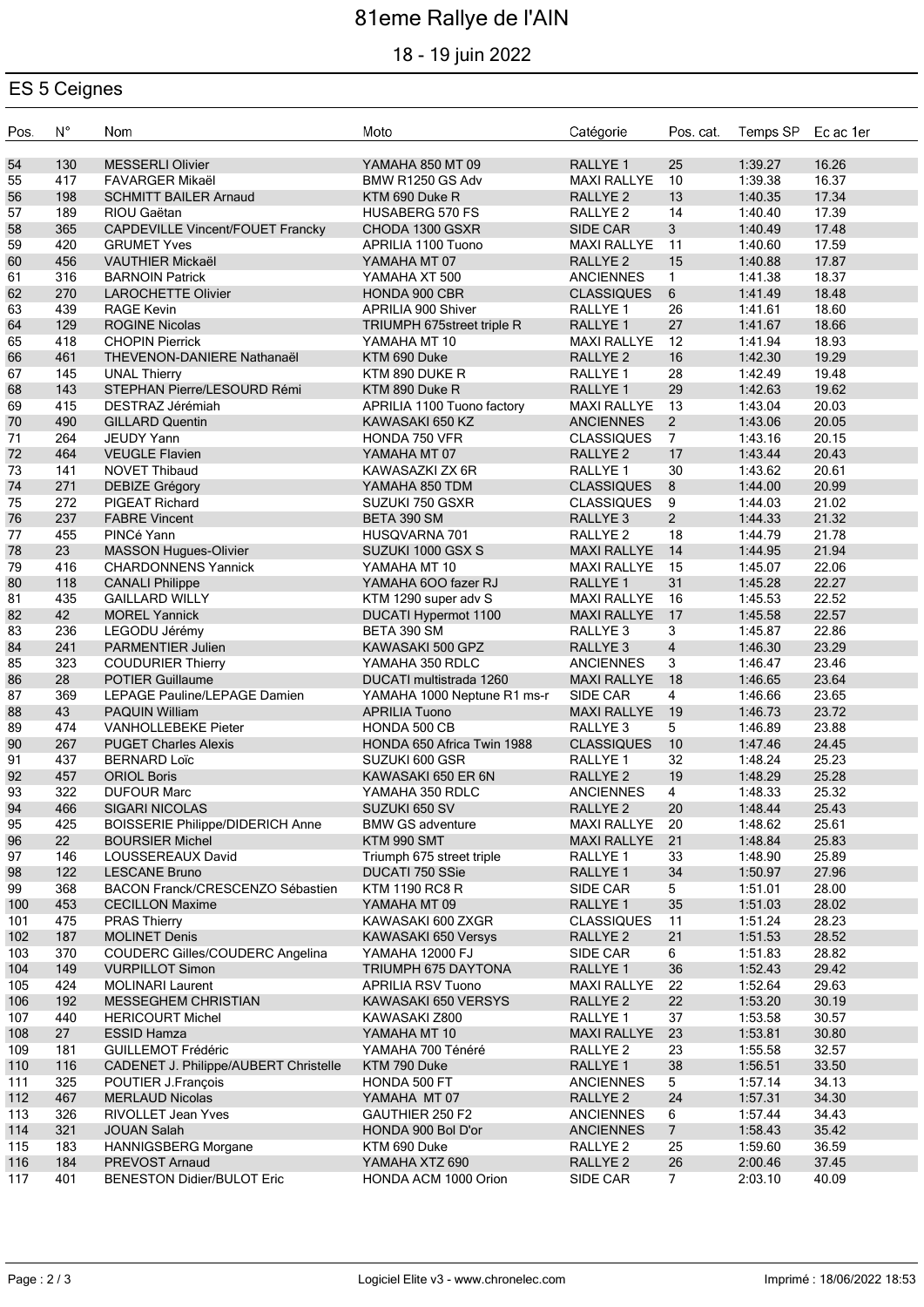# 81eme Rallye de l'AIN

18 - 19 juin 2022

## ES 5 Ceignes

| Pos. | N° | Nom | Moto | Catégorie | Pos. cat. | Temps SP | Ec ac 1er |
|---|---|---|---|---|---|---|---|
| 54 | 130 | MESSERLI Olivier | YAMAHA 850 MT 09 | RALLYE 1 | 25 | 1:39.27 | 16.26 |
| 55 | 417 | FAVARGER Mikaël | BMW R1250 GS Adv | MAXI RALLYE | 10 | 1:39.38 | 16.37 |
| 56 | 198 | SCHMITT BAILER Arnaud | KTM 690 Duke R | RALLYE 2 | 13 | 1:40.35 | 17.34 |
| 57 | 189 | RIOU Gaëtan | HUSABERG 570 FS | RALLYE 2 | 14 | 1:40.40 | 17.39 |
| 58 | 365 | CAPDEVILLE Vincent/FOUET Francky | CHODA 1300 GSXR | SIDE CAR | 3 | 1:40.49 | 17.48 |
| 59 | 420 | GRUMET Yves | APRILIA 1100 Tuono | MAXI RALLYE | 11 | 1:40.60 | 17.59 |
| 60 | 456 | VAUTHIER Mickaël | YAMAHA MT 07 | RALLYE 2 | 15 | 1:40.88 | 17.87 |
| 61 | 316 | BARNOIN Patrick | YAMAHA XT 500 | ANCIENNES | 1 | 1:41.38 | 18.37 |
| 62 | 270 | LAROCHETTE Olivier | HONDA 900 CBR | CLASSIQUES | 6 | 1:41.49 | 18.48 |
| 63 | 439 | RAGE Kevin | APRILIA 900 Shiver | RALLYE 1 | 26 | 1:41.61 | 18.60 |
| 64 | 129 | ROGINE Nicolas | TRIUMPH 675street triple R | RALLYE 1 | 27 | 1:41.67 | 18.66 |
| 65 | 418 | CHOPIN Pierrick | YAMAHA MT 10 | MAXI RALLYE | 12 | 1:41.94 | 18.93 |
| 66 | 461 | THEVENON-DANIERE Nathanaël | KTM 690 Duke | RALLYE 2 | 16 | 1:42.30 | 19.29 |
| 67 | 145 | UNAL Thierry | KTM 890 DUKE R | RALLYE 1 | 28 | 1:42.49 | 19.48 |
| 68 | 143 | STEPHAN Pierre/LESOURD Rémi | KTM 890 Duke R | RALLYE 1 | 29 | 1:42.63 | 19.62 |
| 69 | 415 | DESTRAZ Jérémiah | APRILIA 1100 Tuono factory | MAXI RALLYE | 13 | 1:43.04 | 20.03 |
| 70 | 490 | GILLARD Quentin | KAWASAKI 650 KZ | ANCIENNES | 2 | 1:43.06 | 20.05 |
| 71 | 264 | JEUDY Yann | HONDA 750 VFR | CLASSIQUES | 7 | 1:43.16 | 20.15 |
| 72 | 464 | VEUGLE Flavien | YAMAHA MT 07 | RALLYE 2 | 17 | 1:43.44 | 20.43 |
| 73 | 141 | NOVET Thibaud | KAWASAZKI ZX 6R | RALLYE 1 | 30 | 1:43.62 | 20.61 |
| 74 | 271 | DEBIZE Grégory | YAMAHA 850 TDM | CLASSIQUES | 8 | 1:44.00 | 20.99 |
| 75 | 272 | PIGEAT Richard | SUZUKI 750 GSXR | CLASSIQUES | 9 | 1:44.03 | 21.02 |
| 76 | 237 | FABRE Vincent | BETA 390 SM | RALLYE 3 | 2 | 1:44.33 | 21.32 |
| 77 | 455 | PINCé Yann | HUSQVARNA 701 | RALLYE 2 | 18 | 1:44.79 | 21.78 |
| 78 | 23 | MASSON Hugues-Olivier | SUZUKI 1000 GSX S | MAXI RALLYE | 14 | 1:44.95 | 21.94 |
| 79 | 416 | CHARDONNENS Yannick | YAMAHA MT 10 | MAXI RALLYE | 15 | 1:45.07 | 22.06 |
| 80 | 118 | CANALI Philippe | YAMAHA 6OO fazer RJ | RALLYE 1 | 31 | 1:45.28 | 22.27 |
| 81 | 435 | GAILLARD WILLY | KTM 1290 super adv S | MAXI RALLYE | 16 | 1:45.53 | 22.52 |
| 82 | 42 | MOREL Yannick | DUCATI Hypermot 1100 | MAXI RALLYE | 17 | 1:45.58 | 22.57 |
| 83 | 236 | LEGODU Jérémy | BETA 390 SM | RALLYE 3 | 3 | 1:45.87 | 22.86 |
| 84 | 241 | PARMENTIER Julien | KAWASAKI 500 GPZ | RALLYE 3 | 4 | 1:46.30 | 23.29 |
| 85 | 323 | COUDURIER Thierry | YAMAHA 350 RDLC | ANCIENNES | 3 | 1:46.47 | 23.46 |
| 86 | 28 | POTIER Guillaume | DUCATI multistrada 1260 | MAXI RALLYE | 18 | 1:46.65 | 23.64 |
| 87 | 369 | LEPAGE Pauline/LEPAGE Damien | YAMAHA 1000 Neptune R1 ms-r | SIDE CAR | 4 | 1:46.66 | 23.65 |
| 88 | 43 | PAQUIN William | APRILIA Tuono | MAXI RALLYE | 19 | 1:46.73 | 23.72 |
| 89 | 474 | VANHOLLEBEKE Pieter | HONDA 500 CB | RALLYE 3 | 5 | 1:46.89 | 23.88 |
| 90 | 267 | PUGET Charles Alexis | HONDA 650 Africa Twin 1988 | CLASSIQUES | 10 | 1:47.46 | 24.45 |
| 91 | 437 | BERNARD Loïc | SUZUKI 600 GSR | RALLYE 1 | 32 | 1:48.24 | 25.23 |
| 92 | 457 | ORIOL Boris | KAWASAKI 650 ER 6N | RALLYE 2 | 19 | 1:48.29 | 25.28 |
| 93 | 322 | DUFOUR Marc | YAMAHA 350 RDLC | ANCIENNES | 4 | 1:48.33 | 25.32 |
| 94 | 466 | SIGARI NICOLAS | SUZUKI 650 SV | RALLYE 2 | 20 | 1:48.44 | 25.43 |
| 95 | 425 | BOISSERIE Philippe/DIDERICH Anne | BMW GS adventure | MAXI RALLYE | 20 | 1:48.62 | 25.61 |
| 96 | 22 | BOURSIER Michel | KTM 990 SMT | MAXI RALLYE | 21 | 1:48.84 | 25.83 |
| 97 | 146 | LOUSSEREAUX David | Triumph 675 street triple | RALLYE 1 | 33 | 1:48.90 | 25.89 |
| 98 | 122 | LESCANE Bruno | DUCATI 750 SSie | RALLYE 1 | 34 | 1:50.97 | 27.96 |
| 99 | 368 | BACON Franck/CRESCENZO Sébastien | KTM 1190 RC8 R | SIDE CAR | 5 | 1:51.01 | 28.00 |
| 100 | 453 | CECILLON Maxime | YAMAHA MT 09 | RALLYE 1 | 35 | 1:51.03 | 28.02 |
| 101 | 475 | PRAS Thierry | KAWASAKI 600 ZXGR | CLASSIQUES | 11 | 1:51.24 | 28.23 |
| 102 | 187 | MOLINET Denis | KAWASAKI 650 Versys | RALLYE 2 | 21 | 1:51.53 | 28.52 |
| 103 | 370 | COUDERC Gilles/COUDERC Angelina | YAMAHA 12000 FJ | SIDE CAR | 6 | 1:51.83 | 28.82 |
| 104 | 149 | VURPILLOT Simon | TRIUMPH 675 DAYTONA | RALLYE 1 | 36 | 1:52.43 | 29.42 |
| 105 | 424 | MOLINARI Laurent | APRILIA RSV Tuono | MAXI RALLYE | 22 | 1:52.64 | 29.63 |
| 106 | 192 | MESSEGHEM CHRISTIAN | KAWASAKI 650 VERSYS | RALLYE 2 | 22 | 1:53.20 | 30.19 |
| 107 | 440 | HERICOURT Michel | KAWASAKI Z800 | RALLYE 1 | 37 | 1:53.58 | 30.57 |
| 108 | 27 | ESSID Hamza | YAMAHA MT 10 | MAXI RALLYE | 23 | 1:53.81 | 30.80 |
| 109 | 181 | GUILLEMOT Frédéric | YAMAHA 700 Ténéré | RALLYE 2 | 23 | 1:55.58 | 32.57 |
| 110 | 116 | CADENET J. Philippe/AUBERT Christelle | KTM 790 Duke | RALLYE 1 | 38 | 1:56.51 | 33.50 |
| 111 | 325 | POUTIER J.François | HONDA 500 FT | ANCIENNES | 5 | 1:57.14 | 34.13 |
| 112 | 467 | MERLAUD Nicolas | YAMAHA MT 07 | RALLYE 2 | 24 | 1:57.31 | 34.30 |
| 113 | 326 | RIVOLLET Jean Yves | GAUTHIER 250 F2 | ANCIENNES | 6 | 1:57.44 | 34.43 |
| 114 | 321 | JOUAN Salah | HONDA 900 Bol D'or | ANCIENNES | 7 | 1:58.43 | 35.42 |
| 115 | 183 | HANNIGSBERG Morgane | KTM 690 Duke | RALLYE 2 | 25 | 1:59.60 | 36.59 |
| 116 | 184 | PREVOST Arnaud | YAMAHA XTZ 690 | RALLYE 2 | 26 | 2:00.46 | 37.45 |
| 117 | 401 | BENESTON Didier/BULOT Eric | HONDA ACM 1000 Orion | SIDE CAR | 7 | 2:03.10 | 40.09 |

Logiciel Elite v3 - www.chronelec.com

Imprimé : 18/06/2022 18:53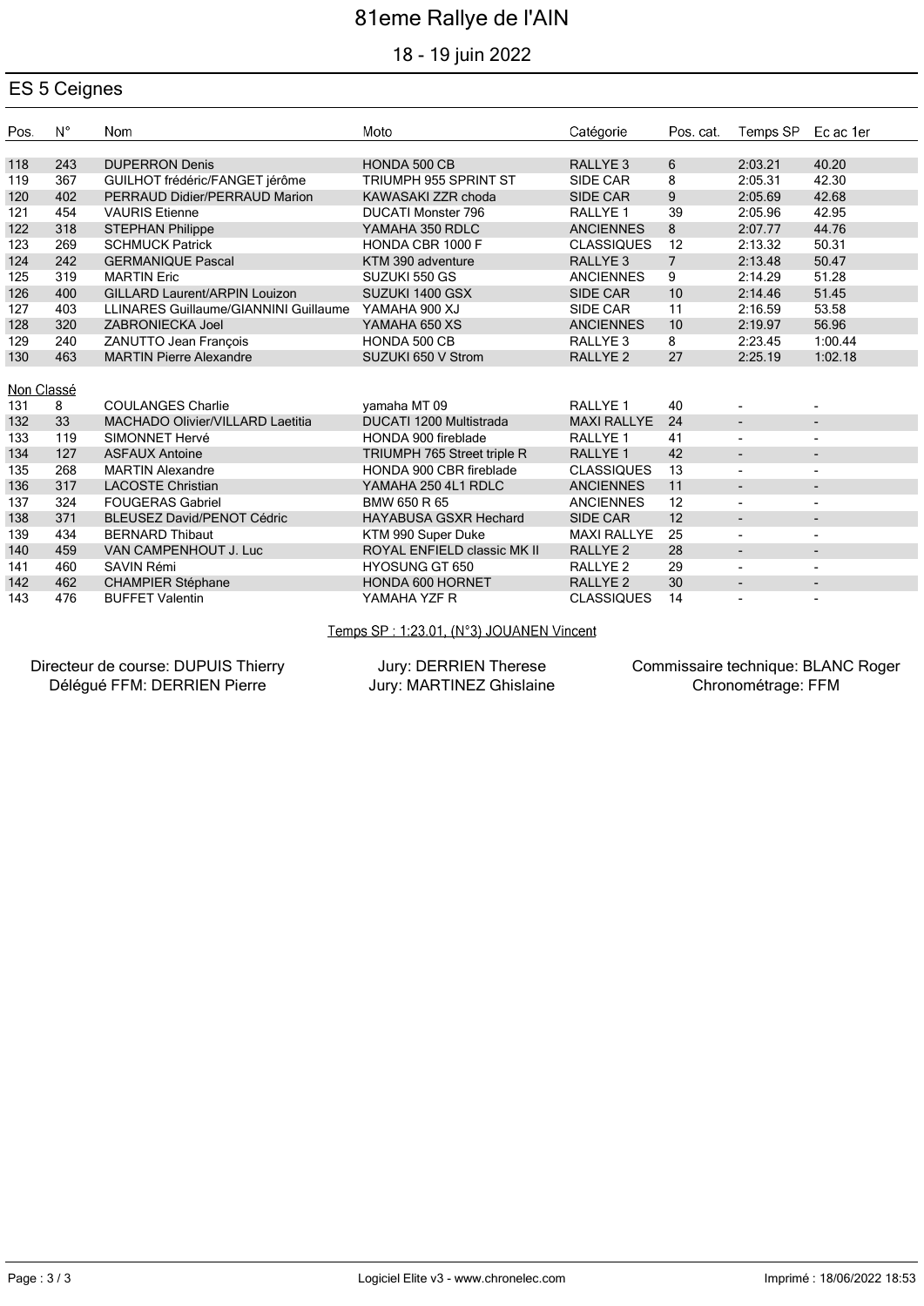# 81eme Rallye de l'AIN

18 - 19 juin 2022

## ES 5 Ceignes

| Pos. | N° | Nom | Moto | Catégorie | Pos. cat. | Temps SP | Ec ac 1er |
|---|---|---|---|---|---|---|---|
| 118 | 243 | DUPERRON Denis | HONDA 500 CB | RALLYE 3 | 6 | 2:03.21 | 40.20 |
| 119 | 367 | GUILHOT frédéric/FANGET jérôme | TRIUMPH 955 SPRINT ST | SIDE CAR | 8 | 2:05.31 | 42.30 |
| 120 | 402 | PERRAUD Didier/PERRAUD Marion | KAWASAKI ZZR choda | SIDE CAR | 9 | 2:05.69 | 42.68 |
| 121 | 454 | VAURIS Etienne | DUCATI Monster 796 | RALLYE 1 | 39 | 2:05.96 | 42.95 |
| 122 | 318 | STEPHAN Philippe | YAMAHA 350 RDLC | ANCIENNES | 8 | 2:07.77 | 44.76 |
| 123 | 269 | SCHMUCK Patrick | HONDA CBR 1000 F | CLASSIQUES | 12 | 2:13.32 | 50.31 |
| 124 | 242 | GERMANIQUE Pascal | KTM 390 adventure | RALLYE 3 | 7 | 2:13.48 | 50.47 |
| 125 | 319 | MARTIN Eric | SUZUKI 550 GS | ANCIENNES | 9 | 2:14.29 | 51.28 |
| 126 | 400 | GILLARD Laurent/ARPIN Louizon | SUZUKI 1400 GSX | SIDE CAR | 10 | 2:14.46 | 51.45 |
| 127 | 403 | LLINARES Guillaume/GIANNINI Guillaume | YAMAHA 900 XJ | SIDE CAR | 11 | 2:16.59 | 53.58 |
| 128 | 320 | ZABRONIECKA Joel | YAMAHA 650 XS | ANCIENNES | 10 | 2:19.97 | 56.96 |
| 129 | 240 | ZANUTTO Jean François | HONDA 500 CB | RALLYE 3 | 8 | 2:23.45 | 1:00.44 |
| 130 | 463 | MARTIN Pierre Alexandre | SUZUKI 650 V Strom | RALLYE 2 | 27 | 2:25.19 | 1:02.18 |

Non Classé

| Pos. | N° | Nom | Moto | Catégorie | Pos. cat. | Temps SP | Ec ac 1er |
|---|---|---|---|---|---|---|---|
| 131 | 8 | COULANGES Charlie | yamaha MT 09 | RALLYE 1 | 40 | - | - |
| 132 | 33 | MACHADO Olivier/VILLARD Laetitia | DUCATI 1200 Multistrada | MAXI RALLYE | 24 | - | - |
| 133 | 119 | SIMONNET Hervé | HONDA 900 fireblade | RALLYE 1 | 41 | - | - |
| 134 | 127 | ASFAUX Antoine | TRIUMPH 765 Street triple R | RALLYE 1 | 42 | - | - |
| 135 | 268 | MARTIN Alexandre | HONDA 900 CBR fireblade | CLASSIQUES | 13 | - | - |
| 136 | 317 | LACOSTE Christian | YAMAHA 250 4L1 RDLC | ANCIENNES | 11 | - | - |
| 137 | 324 | FOUGERAS Gabriel | BMW 650 R 65 | ANCIENNES | 12 | - | - |
| 138 | 371 | BLEUSEZ David/PENOT Cédric | HAYABUSA GSXR Hechard | SIDE CAR | 12 | - | - |
| 139 | 434 | BERNARD Thibaut | KTM 990 Super Duke | MAXI RALLYE | 25 | - | - |
| 140 | 459 | VAN CAMPENHOUT J. Luc | ROYAL ENFIELD classic MK II | RALLYE 2 | 28 | - | - |
| 141 | 460 | SAVIN Rémi | HYOSUNG GT 650 | RALLYE 2 | 29 | - | - |
| 142 | 462 | CHAMPIER Stéphane | HONDA 600 HORNET | RALLYE 2 | 30 | - | - |
| 143 | 476 | BUFFET Valentin | YAMAHA YZF R | CLASSIQUES | 14 | - | - |

Temps SP : 1:23.01, (N°3) JOUANEN Vincent

Directeur de course: DUPUIS Thierry
Délégué FFM: DERRIEN Pierre

Jury: DERRIEN Therese
Jury: MARTINEZ Ghislaine

Commissaire technique: BLANC Roger
Chronométrage: FFM

Logiciel Elite v3 - www.chronelec.com

Imprimé : 18/06/2022 18:53